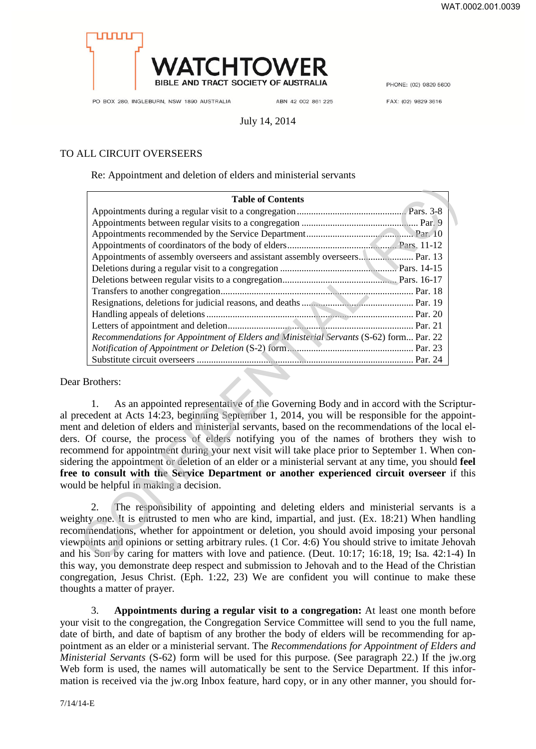WATCHTOWER

BIBLE AND TRACT SOCIETY OF AUSTRALIA

PO BOX 280, INGLEBURN, NSW 1890 AUSTRALIA    ABN 42 002 861 225    PHONE: (02) 9829 5600    FAX: (02) 9829 3616

July 14, 2014

TO ALL CIRCUIT OVERSEERS

Re: Appointment and deletion of elders and ministerial servants

| **Table of Contents** | |
|---|---|
| Appointments during a regular visit to a congregation | Pars. 3-8 |
| Appointments between regular visits to a congregation | Par. 9 |
| Appointments recommended by the Service Department | Par. 10 |
| Appointments of coordinators of the body of elders | Pars. 11-12 |
| Appointments of assembly overseers and assistant assembly overseers | Par. 13 |
| Deletions during a regular visit to a congregation | Pars. 14-15 |
| Deletions between regular visits to a congregation | Pars. 16-17 |
| Transfers to another congregation | Par. 18 |
| Resignations, deletions for judicial reasons, and deaths | Par. 19 |
| Handling appeals of deletions | Par. 20 |
| Letters of appointment and deletion | Par. 21 |
| *Recommendations for Appointment of Elders and Ministerial Servants* (S-62) form | Par. 22 |
| *Notification of Appointment or Deletion* (S-2) form | Par. 23 |
| Substitute circuit overseers | Par. 24 |

Dear Brothers:

1. As an appointed representative of the Governing Body and in accord with the Scriptural precedent at Acts 14:23, beginning September 1, 2014, you will be responsible for the appointment and deletion of elders and ministerial servants, based on the recommendations of the local elders. Of course, the process of elders notifying you of the names of brothers they wish to recommend for appointment during your next visit will take place prior to September 1. When considering the appointment or deletion of an elder or a ministerial servant at any time, you should **feel free to consult with the Service Department or another experienced circuit overseer** if this would be helpful in making a decision.

2. The responsibility of appointing and deleting elders and ministerial servants is a weighty one. It is entrusted to men who are kind, impartial, and just. (Ex. 18:21) When handling recommendations, whether for appointment or deletion, you should avoid imposing your personal viewpoints and opinions or setting arbitrary rules. (1 Cor. 4:6) You should strive to imitate Jehovah and his Son by caring for matters with love and patience. (Deut. 10:17; 16:18, 19; Isa. 42:1-4) In this way, you demonstrate deep respect and submission to Jehovah and to the Head of the Christian congregation, Jesus Christ. (Eph. 1:22, 23) We are confident you will continue to make these thoughts a matter of prayer.

3. **Appointments during a regular visit to a congregation:** At least one month before your visit to the congregation, the Congregation Service Committee will send to you the full name, date of birth, and date of baptism of any brother the body of elders will be recommending for appointment as an elder or a ministerial servant. The *Recommendations for Appointment of Elders and Ministerial Servants* (S-62) form will be used for this purpose. (See paragraph 22.) If the jw.org Web form is used, the names will automatically be sent to the Service Department. If this information is received via the jw.org Inbox feature, hard copy, or in any other manner, you should for-

7/14/14-E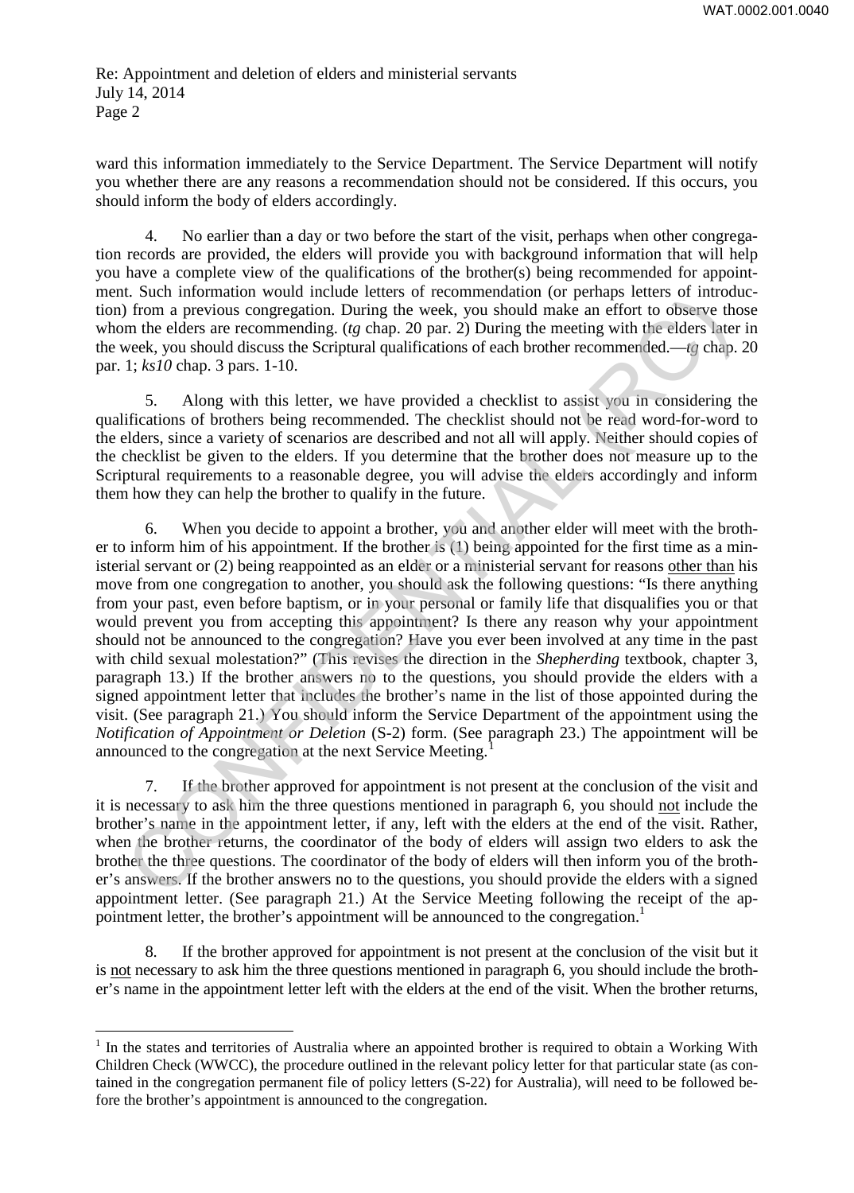Re: Appointment and deletion of elders and ministerial servants
July 14, 2014
Page 2

ward this information immediately to the Service Department. The Service Department will notify you whether there are any reasons a recommendation should not be considered. If this occurs, you should inform the body of elders accordingly.

4. No earlier than a day or two before the start of the visit, perhaps when other congregation records are provided, the elders will provide you with background information that will help you have a complete view of the qualifications of the brother(s) being recommended for appointment. Such information would include letters of recommendation (or perhaps letters of introduction) from a previous congregation. During the week, you should make an effort to observe those whom the elders are recommending. (*tg* chap. 20 par. 2) During the meeting with the elders later in the week, you should discuss the Scriptural qualifications of each brother recommended.—*tg* chap. 20 par. 1; *ks10* chap. 3 pars. 1-10.

5. Along with this letter, we have provided a checklist to assist you in considering the qualifications of brothers being recommended. The checklist should not be read word-for-word to the elders, since a variety of scenarios are described and not all will apply. Neither should copies of the checklist be given to the elders. If you determine that the brother does not measure up to the Scriptural requirements to a reasonable degree, you will advise the elders accordingly and inform them how they can help the brother to qualify in the future.

6. When you decide to appoint a brother, you and another elder will meet with the brother to inform him of his appointment. If the brother is (1) being appointed for the first time as a ministerial servant or (2) being reappointed as an elder or a ministerial servant for reasons other than his move from one congregation to another, you should ask the following questions: "Is there anything from your past, even before baptism, or in your personal or family life that disqualifies you or that would prevent you from accepting this appointment? Is there any reason why your appointment should not be announced to the congregation? Have you ever been involved at any time in the past with child sexual molestation?" (This revises the direction in the *Shepherding* textbook, chapter 3, paragraph 13.) If the brother answers no to the questions, you should provide the elders with a signed appointment letter that includes the brother's name in the list of those appointed during the visit. (See paragraph 21.) You should inform the Service Department of the appointment using the *Notification of Appointment or Deletion* (S-2) form. (See paragraph 23.) The appointment will be announced to the congregation at the next Service Meeting.[1]

7. If the brother approved for appointment is not present at the conclusion of the visit and it is necessary to ask him the three questions mentioned in paragraph 6, you should not include the brother's name in the appointment letter, if any, left with the elders at the end of the visit. Rather, when the brother returns, the coordinator of the body of elders will assign two elders to ask the brother the three questions. The coordinator of the body of elders will then inform you of the brother's answers. If the brother answers no to the questions, you should provide the elders with a signed appointment letter. (See paragraph 21.) At the Service Meeting following the receipt of the appointment letter, the brother's appointment will be announced to the congregation.[1]

8. If the brother approved for appointment is not present at the conclusion of the visit but it is not necessary to ask him the three questions mentioned in paragraph 6, you should include the brother's name in the appointment letter left with the elders at the end of the visit. When the brother returns,

[1] In the states and territories of Australia where an appointed brother is required to obtain a Working With Children Check (WWCC), the procedure outlined in the relevant policy letter for that particular state (as contained in the congregation permanent file of policy letters (S-22) for Australia), will need to be followed before the brother's appointment is announced to the congregation.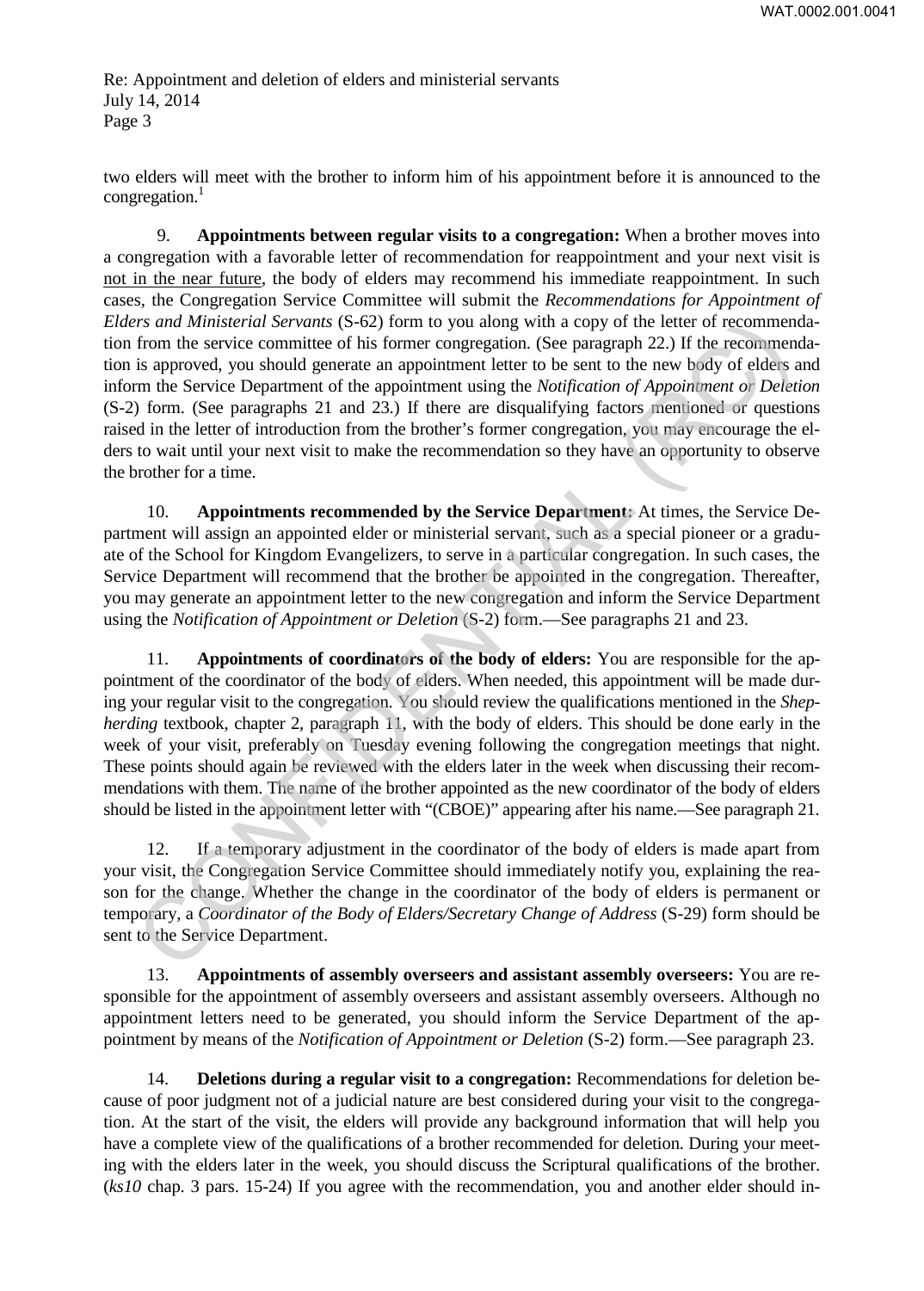two elders will meet with the brother to inform him of his appointment before it is announced to the congregation.[1]

9. **Appointments between regular visits to a congregation:** When a brother moves into a congregation with a favorable letter of recommendation for reappointment and your next visit is not in the near future, the body of elders may recommend his immediate reappointment. In such cases, the Congregation Service Committee will submit the *Recommendations for Appointment of Elders and Ministerial Servants* (S-62) form to you along with a copy of the letter of recommendation from the service committee of his former congregation. (See paragraph 22.) If the recommendation is approved, you should generate an appointment letter to be sent to the new body of elders and inform the Service Department of the appointment using the *Notification of Appointment or Deletion* (S-2) form. (See paragraphs 21 and 23.) If there are disqualifying factors mentioned or questions raised in the letter of introduction from the brother's former congregation, you may encourage the elders to wait until your next visit to make the recommendation so they have an opportunity to observe the brother for a time.

10. **Appointments recommended by the Service Department:** At times, the Service Department will assign an appointed elder or ministerial servant, such as a special pioneer or a graduate of the School for Kingdom Evangelizers, to serve in a particular congregation. In such cases, the Service Department will recommend that the brother be appointed in the congregation. Thereafter, you may generate an appointment letter to the new congregation and inform the Service Department using the *Notification of Appointment or Deletion* (S-2) form.—See paragraphs 21 and 23.

11. **Appointments of coordinators of the body of elders:** You are responsible for the appointment of the coordinator of the body of elders. When needed, this appointment will be made during your regular visit to the congregation. You should review the qualifications mentioned in the *Shepherding* textbook, chapter 2, paragraph 11, with the body of elders. This should be done early in the week of your visit, preferably on Tuesday evening following the congregation meetings that night. These points should again be reviewed with the elders later in the week when discussing their recommendations with them. The name of the brother appointed as the new coordinator of the body of elders should be listed in the appointment letter with "(CBOE)" appearing after his name.—See paragraph 21.

12. If a temporary adjustment in the coordinator of the body of elders is made apart from your visit, the Congregation Service Committee should immediately notify you, explaining the reason for the change. Whether the change in the coordinator of the body of elders is permanent or temporary, a *Coordinator of the Body of Elders/Secretary Change of Address* (S-29) form should be sent to the Service Department.

13. **Appointments of assembly overseers and assistant assembly overseers:** You are responsible for the appointment of assembly overseers and assistant assembly overseers. Although no appointment letters need to be generated, you should inform the Service Department of the appointment by means of the *Notification of Appointment or Deletion* (S-2) form.—See paragraph 23.

14. **Deletions during a regular visit to a congregation:** Recommendations for deletion because of poor judgment not of a judicial nature are best considered during your visit to the congregation. At the start of the visit, the elders will provide any background information that will help you have a complete view of the qualifications of a brother recommended for deletion. During your meeting with the elders later in the week, you should discuss the Scriptural qualifications of the brother. (*ks10* chap. 3 pars. 15-24) If you agree with the recommendation, you and another elder should in-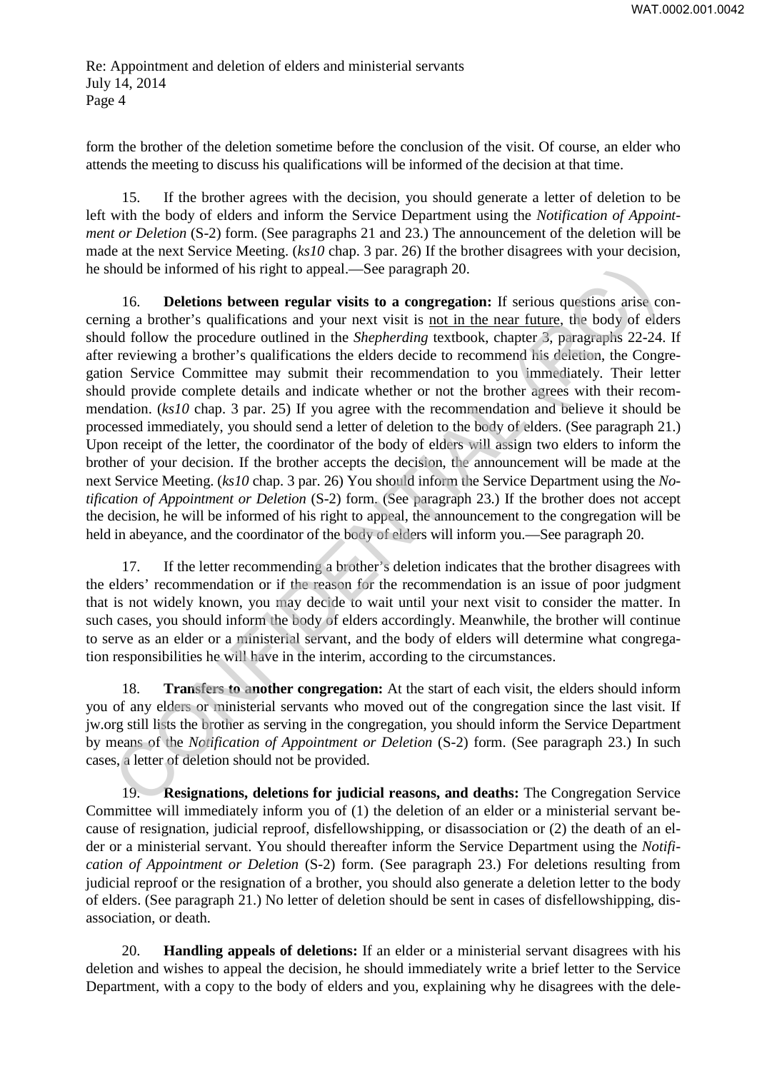Re: Appointment and deletion of elders and ministerial servants
July 14, 2014
Page 4

form the brother of the deletion sometime before the conclusion of the visit. Of course, an elder who attends the meeting to discuss his qualifications will be informed of the decision at that time.

15. If the brother agrees with the decision, you should generate a letter of deletion to be left with the body of elders and inform the Service Department using the *Notification of Appointment or Deletion* (S-2) form. (See paragraphs 21 and 23.) The announcement of the deletion will be made at the next Service Meeting. (*ks10* chap. 3 par. 26) If the brother disagrees with your decision, he should be informed of his right to appeal.—See paragraph 20.

16. **Deletions between regular visits to a congregation:** If serious questions arise concerning a brother's qualifications and your next visit is <u>not in the near future</u>, the body of elders should follow the procedure outlined in the *Shepherding* textbook, chapter 3, paragraphs 22-24. If after reviewing a brother's qualifications the elders decide to recommend his deletion, the Congregation Service Committee may submit their recommendation to you immediately. Their letter should provide complete details and indicate whether or not the brother agrees with their recommendation. (*ks10* chap. 3 par. 25) If you agree with the recommendation and believe it should be processed immediately, you should send a letter of deletion to the body of elders. (See paragraph 21.) Upon receipt of the letter, the coordinator of the body of elders will assign two elders to inform the brother of your decision. If the brother accepts the decision, the announcement will be made at the next Service Meeting. (*ks10* chap. 3 par. 26) You should inform the Service Department using the *Notification of Appointment or Deletion* (S-2) form. (See paragraph 23.) If the brother does not accept the decision, he will be informed of his right to appeal, the announcement to the congregation will be held in abeyance, and the coordinator of the body of elders will inform you.—See paragraph 20.

17. If the letter recommending a brother's deletion indicates that the brother disagrees with the elders' recommendation or if the reason for the recommendation is an issue of poor judgment that is not widely known, you may decide to wait until your next visit to consider the matter. In such cases, you should inform the body of elders accordingly. Meanwhile, the brother will continue to serve as an elder or a ministerial servant, and the body of elders will determine what congregation responsibilities he will have in the interim, according to the circumstances.

18. **Transfers to another congregation:** At the start of each visit, the elders should inform you of any elders or ministerial servants who moved out of the congregation since the last visit. If jw.org still lists the brother as serving in the congregation, you should inform the Service Department by means of the *Notification of Appointment or Deletion* (S-2) form. (See paragraph 23.) In such cases, a letter of deletion should not be provided.

19. **Resignations, deletions for judicial reasons, and deaths:** The Congregation Service Committee will immediately inform you of (1) the deletion of an elder or a ministerial servant because of resignation, judicial reproof, disfellowshipping, or disassociation or (2) the death of an elder or a ministerial servant. You should thereafter inform the Service Department using the *Notification of Appointment or Deletion* (S-2) form. (See paragraph 23.) For deletions resulting from judicial reproof or the resignation of a brother, you should also generate a deletion letter to the body of elders. (See paragraph 21.) No letter of deletion should be sent in cases of disfellowshipping, disassociation, or death.

20. **Handling appeals of deletions:** If an elder or a ministerial servant disagrees with his deletion and wishes to appeal the decision, he should immediately write a brief letter to the Service Department, with a copy to the body of elders and you, explaining why he disagrees with the dele-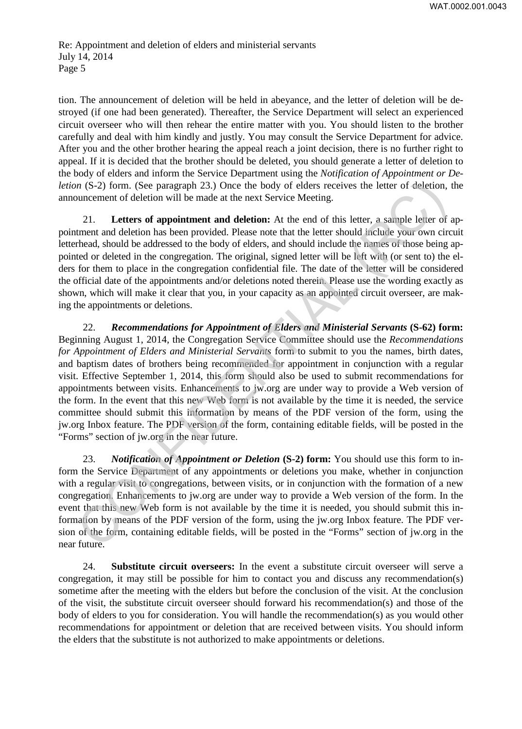tion. The announcement of deletion will be held in abeyance, and the letter of deletion will be destroyed (if one had been generated). Thereafter, the Service Department will select an experienced circuit overseer who will then rehear the entire matter with you. You should listen to the brother carefully and deal with him kindly and justly. You may consult the Service Department for advice. After you and the other brother hearing the appeal reach a joint decision, there is no further right to appeal. If it is decided that the brother should be deleted, you should generate a letter of deletion to the body of elders and inform the Service Department using the *Notification of Appointment or Deletion* (S-2) form. (See paragraph 23.) Once the body of elders receives the letter of deletion, the announcement of deletion will be made at the next Service Meeting.

21. **Letters of appointment and deletion:** At the end of this letter, a sample letter of appointment and deletion has been provided. Please note that the letter should include your own circuit letterhead, should be addressed to the body of elders, and should include the names of those being appointed or deleted in the congregation. The original, signed letter will be left with (or sent to) the elders for them to place in the congregation confidential file. The date of the letter will be considered the official date of the appointments and/or deletions noted therein. Please use the wording exactly as shown, which will make it clear that you, in your capacity as an appointed circuit overseer, are making the appointments or deletions.

22. ***Recommendations for Appointment of Elders and Ministerial Servants* (S-62) form:** Beginning August 1, 2014, the Congregation Service Committee should use the *Recommendations for Appointment of Elders and Ministerial Servants* form to submit to you the names, birth dates, and baptism dates of brothers being recommended for appointment in conjunction with a regular visit. Effective September 1, 2014, this form should also be used to submit recommendations for appointments between visits. Enhancements to jw.org are under way to provide a Web version of the form. In the event that this new Web form is not available by the time it is needed, the service committee should submit this information by means of the PDF version of the form, using the jw.org Inbox feature. The PDF version of the form, containing editable fields, will be posted in the "Forms" section of jw.org in the near future.

23. ***Notification of Appointment or Deletion* (S-2) form:** You should use this form to inform the Service Department of any appointments or deletions you make, whether in conjunction with a regular visit to congregations, between visits, or in conjunction with the formation of a new congregation. Enhancements to jw.org are under way to provide a Web version of the form. In the event that this new Web form is not available by the time it is needed, you should submit this information by means of the PDF version of the form, using the jw.org Inbox feature. The PDF version of the form, containing editable fields, will be posted in the "Forms" section of jw.org in the near future.

24. **Substitute circuit overseers:** In the event a substitute circuit overseer will serve a congregation, it may still be possible for him to contact you and discuss any recommendation(s) sometime after the meeting with the elders but before the conclusion of the visit. At the conclusion of the visit, the substitute circuit overseer should forward his recommendation(s) and those of the body of elders to you for consideration. You will handle the recommendation(s) as you would other recommendations for appointment or deletion that are received between visits. You should inform the elders that the substitute is not authorized to make appointments or deletions.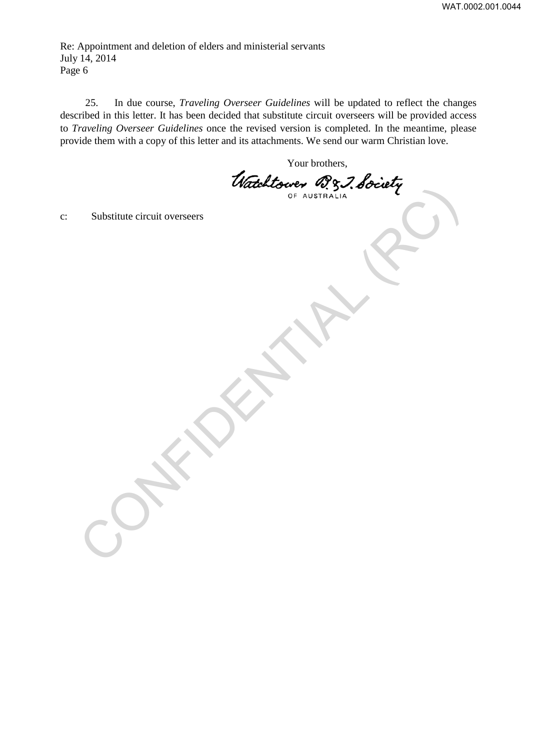Re: Appointment and deletion of elders and ministerial servants
July 14, 2014
Page 6

25. In due course, *Traveling Overseer Guidelines* will be updated to reflect the changes described in this letter. It has been decided that substitute circuit overseers will be provided access to *Traveling Overseer Guidelines* once the revised version is completed. In the meantime, please provide them with a copy of this letter and its attachments. We send our warm Christian love.

Your brothers,

Watchtower B. & T. Society
OF AUSTRALIA

c: Substitute circuit overseers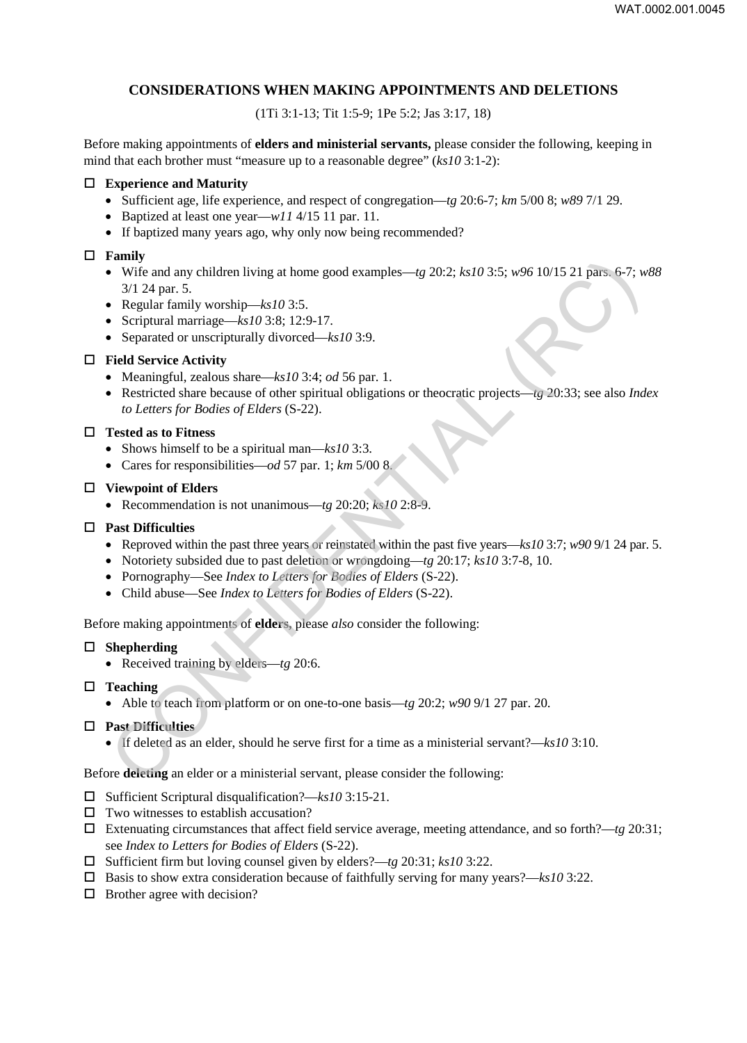## CONSIDERATIONS WHEN MAKING APPOINTMENTS AND DELETIONS

(1Ti 3:1-13; Tit 1:5-9; 1Pe 5:2; Jas 3:17, 18)

Before making appointments of **elders and ministerial servants,** please consider the following, keeping in mind that each brother must "measure up to a reasonable degree" (*ks10* 3:1-2):

- ☐ **Experience and Maturity**
  - Sufficient age, life experience, and respect of congregation—*tg* 20:6-7; *km* 5/00 8; *w89* 7/1 29.
  - Baptized at least one year—*w11* 4/15 11 par. 11.
  - If baptized many years ago, why only now being recommended?
- ☐ **Family**
  - Wife and any children living at home good examples—*tg* 20:2; *ks10* 3:5; *w96* 10/15 21 pars. 6-7; *w88* 3/1 24 par. 5.
  - Regular family worship—*ks10* 3:5.
  - Scriptural marriage—*ks10* 3:8; 12:9-17.
  - Separated or unscripturally divorced—*ks10* 3:9.
- ☐ **Field Service Activity**
  - Meaningful, zealous share—*ks10* 3:4; *od* 56 par. 1.
  - Restricted share because of other spiritual obligations or theocratic projects—*tg* 20:33; see also *Index to Letters for Bodies of Elders* (S-22).
- ☐ **Tested as to Fitness**
  - Shows himself to be a spiritual man—*ks10* 3:3.
  - Cares for responsibilities—*od* 57 par. 1; *km* 5/00 8.
- ☐ **Viewpoint of Elders**
  - Recommendation is not unanimous—*tg* 20:20; *ks10* 2:8-9.
- ☐ **Past Difficulties**
  - Reproved within the past three years or reinstated within the past five years—*ks10* 3:7; *w90* 9/1 24 par. 5.
  - Notoriety subsided due to past deletion or wrongdoing—*tg* 20:17; *ks10* 3:7-8, 10.
  - Pornography—See *Index to Letters for Bodies of Elders* (S-22).
  - Child abuse—See *Index to Letters for Bodies of Elders* (S-22).

Before making appointments of **elders**, please *also* consider the following:

- ☐ **Shepherding**
  - Received training by elders—*tg* 20:6.
- ☐ **Teaching**
  - Able to teach from platform or on one-to-one basis—*tg* 20:2; *w90* 9/1 27 par. 20.
- ☐ **Past Difficulties**
  - If deleted as an elder, should he serve first for a time as a ministerial servant?—*ks10* 3:10.

Before **deleting** an elder or a ministerial servant, please consider the following:

- ☐ Sufficient Scriptural disqualification?—*ks10* 3:15-21.
- ☐ Two witnesses to establish accusation?
- ☐ Extenuating circumstances that affect field service average, meeting attendance, and so forth?—*tg* 20:31; see *Index to Letters for Bodies of Elders* (S-22).
- ☐ Sufficient firm but loving counsel given by elders?—*tg* 20:31; *ks10* 3:22.
- ☐ Basis to show extra consideration because of faithfully serving for many years?—*ks10* 3:22.
- ☐ Brother agree with decision?